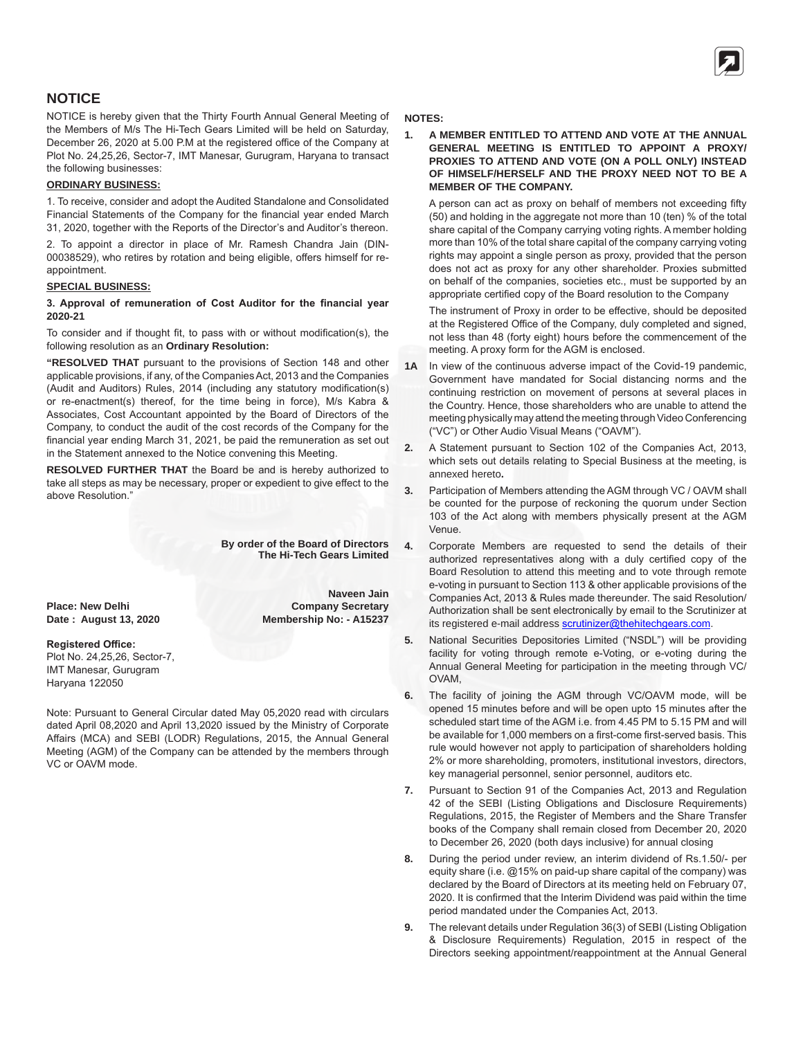# NOTICE

NOTICE is hereby given that the Thirty Fourth Annual General Meeting of the Members of M/s The Hi-Tech Gears Limited will be held on Saturday, December 26, 2020 at 5.00 P.M at the registered office of the Company at Plot No. 24,25,26, Sector-7, IMT Manesar, Gurugram, Haryana to transact the following businesses:

## ORDINARY BUSINESS:

1. To receive, consider and adopt the Audited Standalone and Consolidated Financial Statements of the Company for the financial year ended March 31, 2020, together with the Reports of the Director's and Auditor's thereon.

2. To appoint a director in place of Mr. Ramesh Chandra Jain (DIN-00038529), who retires by rotation and being eligible, offers himself for re-appointment.

## SPECIAL BUSINESS:

**3. Approval of remuneration of Cost Auditor for the financial year 2020-21**

To consider and if thought fit, to pass with or without modification(s), the following resolution as an **Ordinary Resolution:**

**"RESOLVED THAT** pursuant to the provisions of Section 148 and other applicable provisions, if any, of the Companies Act, 2013 and the Companies (Audit and Auditors) Rules, 2014 (including any statutory modification(s) or re-enactment(s) thereof, for the time being in force), M/s Kabra & Associates, Cost Accountant appointed by the Board of Directors of the Company, to conduct the audit of the cost records of the Company for the financial year ending March 31, 2021, be paid the remuneration as set out in the Statement annexed to the Notice convening this Meeting.

**RESOLVED FURTHER THAT** the Board be and is hereby authorized to take all steps as may be necessary, proper or expedient to give effect to the above Resolution."

**By order of the Board of Directors**
**The Hi-Tech Gears Limited**

**Naveen Jain**
**Company Secretary**
**Membership No: - A15237**

**Place: New Delhi**
**Date : August 13, 2020**

**Registered Office:**
Plot No. 24,25,26, Sector-7,
IMT Manesar, Gurugram
Haryana 122050

Note: Pursuant to General Circular dated May 05,2020 read with circulars dated April 08,2020 and April 13,2020 issued by the Ministry of Corporate Affairs (MCA) and SEBI (LODR) Regulations, 2015, the Annual General Meeting (AGM) of the Company can be attended by the members through VC or OAVM mode.

## NOTES:

1. **A MEMBER ENTITLED TO ATTEND AND VOTE AT THE ANNUAL GENERAL MEETING IS ENTITLED TO APPOINT A PROXY/ PROXIES TO ATTEND AND VOTE (ON A POLL ONLY) INSTEAD OF HIMSELF/HERSELF AND THE PROXY NEED NOT TO BE A MEMBER OF THE COMPANY.**

   A person can act as proxy on behalf of members not exceeding fifty (50) and holding in the aggregate not more than 10 (ten) % of the total share capital of the Company carrying voting rights. A member holding more than 10% of the total share capital of the company carrying voting rights may appoint a single person as proxy, provided that the person does not act as proxy for any other shareholder. Proxies submitted on behalf of the companies, societies etc., must be supported by an appropriate certified copy of the Board resolution to the Company

   The instrument of Proxy in order to be effective, should be deposited at the Registered Office of the Company, duly completed and signed, not less than 48 (forty eight) hours before the commencement of the meeting. A proxy form for the AGM is enclosed.

**1A** In view of the continuous adverse impact of the Covid-19 pandemic, Government have mandated for Social distancing norms and the continuing restriction on movement of persons at several places in the Country. Hence, those shareholders who are unable to attend the meeting physically may attend the meeting through Video Conferencing ("VC") or Other Audio Visual Means ("OAVM").

2. A Statement pursuant to Section 102 of the Companies Act, 2013, which sets out details relating to Special Business at the meeting, is annexed hereto**.**

3. Participation of Members attending the AGM through VC / OAVM shall be counted for the purpose of reckoning the quorum under Section 103 of the Act along with members physically present at the AGM Venue.

4. Corporate Members are requested to send the details of their authorized representatives along with a duly certified copy of the Board Resolution to attend this meeting and to vote through remote e-voting in pursuant to Section 113 & other applicable provisions of the Companies Act, 2013 & Rules made thereunder. The said Resolution/ Authorization shall be sent electronically by email to the Scrutinizer at its registered e-mail address scrutinizer@thehitechgears.com.

5. National Securities Depositories Limited ("NSDL") will be providing facility for voting through remote e-Voting, or e-voting during the Annual General Meeting for participation in the meeting through VC/ OVAM,

6. The facility of joining the AGM through VC/OAVM mode, will be opened 15 minutes before and will be open upto 15 minutes after the scheduled start time of the AGM i.e. from 4.45 PM to 5.15 PM and will be available for 1,000 members on a first-come first-served basis. This rule would however not apply to participation of shareholders holding 2% or more shareholding, promoters, institutional investors, directors, key managerial personnel, senior personnel, auditors etc.

7. Pursuant to Section 91 of the Companies Act, 2013 and Regulation 42 of the SEBI (Listing Obligations and Disclosure Requirements) Regulations, 2015, the Register of Members and the Share Transfer books of the Company shall remain closed from December 20, 2020 to December 26, 2020 (both days inclusive) for annual closing

8. During the period under review, an interim dividend of Rs.1.50/- per equity share (i.e. @15% on paid-up share capital of the company) was declared by the Board of Directors at its meeting held on February 07, 2020. It is confirmed that the Interim Dividend was paid within the time period mandated under the Companies Act, 2013.

9. The relevant details under Regulation 36(3) of SEBI (Listing Obligation & Disclosure Requirements) Regulation, 2015 in respect of the Directors seeking appointment/reappointment at the Annual General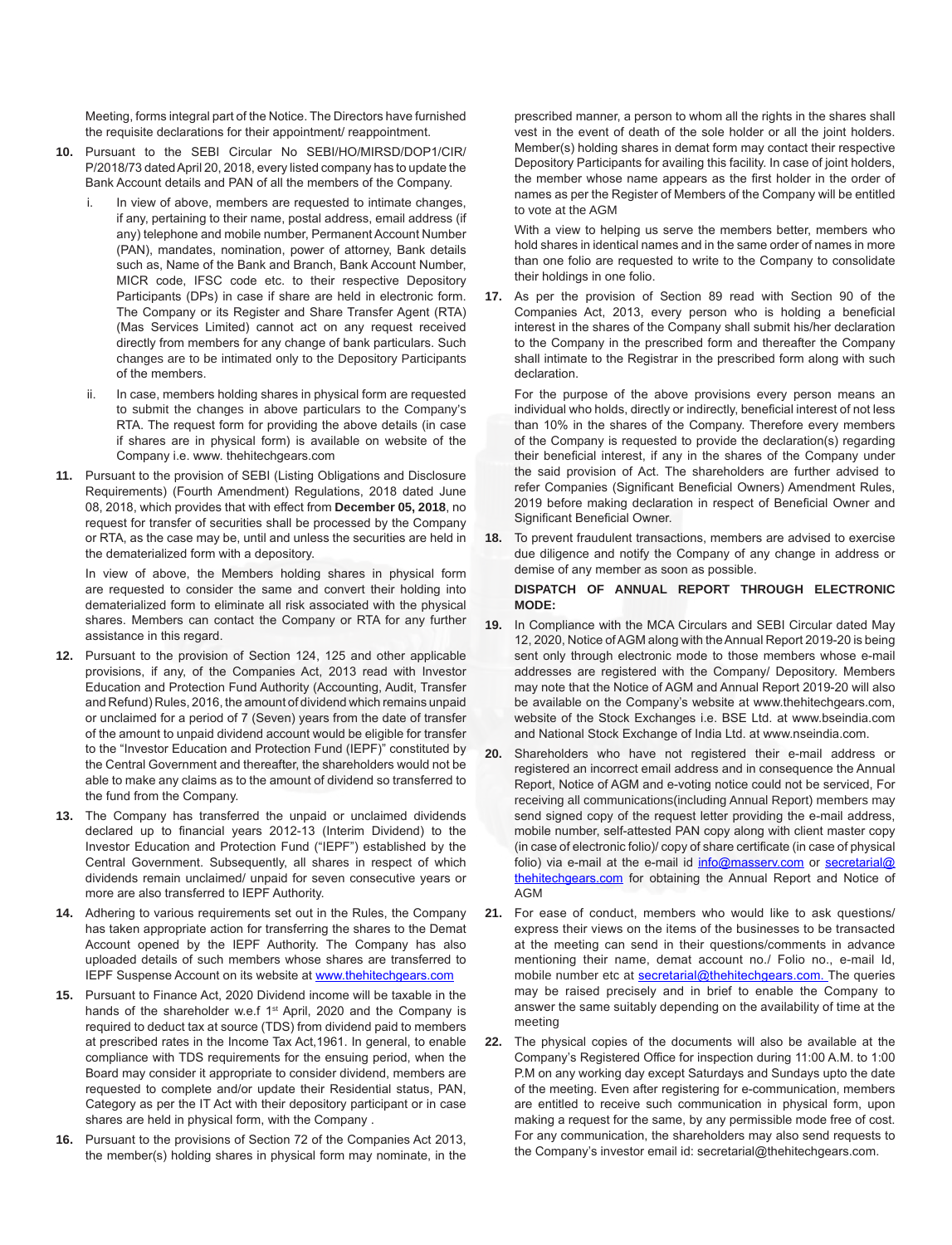Meeting, forms integral part of the Notice. The Directors have furnished the requisite declarations for their appointment/ reappointment.

10. Pursuant to the SEBI Circular No SEBI/HO/MIRSD/DOP1/CIR/P/2018/73 dated April 20, 2018, every listed company has to update the Bank Account details and PAN of all the members of the Company.

    i. In view of above, members are requested to intimate changes, if any, pertaining to their name, postal address, email address (if any) telephone and mobile number, Permanent Account Number (PAN), mandates, nomination, power of attorney, Bank details such as, Name of the Bank and Branch, Bank Account Number, MICR code, IFSC code etc. to their respective Depository Participants (DPs) in case if share are held in electronic form. The Company or its Register and Share Transfer Agent (RTA) (Mas Services Limited) cannot act on any request received directly from members for any change of bank particulars. Such changes are to be intimated only to the Depository Participants of the members.

    ii. In case, members holding shares in physical form are requested to submit the changes in above particulars to the Company's RTA. The request form for providing the above details (in case if shares are in physical form) is available on website of the Company i.e. www. thehitechgears.com

11. Pursuant to the provision of SEBI (Listing Obligations and Disclosure Requirements) (Fourth Amendment) Regulations, 2018 dated June 08, 2018, which provides that with effect from **December 05, 2018**, no request for transfer of securities shall be processed by the Company or RTA, as the case may be, until and unless the securities are held in the dematerialized form with a depository.

    In view of above, the Members holding shares in physical form are requested to consider the same and convert their holding into dematerialized form to eliminate all risk associated with the physical shares. Members can contact the Company or RTA for any further assistance in this regard.

12. Pursuant to the provision of Section 124, 125 and other applicable provisions, if any, of the Companies Act, 2013 read with Investor Education and Protection Fund Authority (Accounting, Audit, Transfer and Refund) Rules, 2016, the amount of dividend which remains unpaid or unclaimed for a period of 7 (Seven) years from the date of transfer of the amount to unpaid dividend account would be eligible for transfer to the "Investor Education and Protection Fund (IEPF)" constituted by the Central Government and thereafter, the shareholders would not be able to make any claims as to the amount of dividend so transferred to the fund from the Company.

13. The Company has transferred the unpaid or unclaimed dividends declared up to financial years 2012-13 (Interim Dividend) to the Investor Education and Protection Fund ("IEPF") established by the Central Government. Subsequently, all shares in respect of which dividends remain unclaimed/ unpaid for seven consecutive years or more are also transferred to IEPF Authority.

14. Adhering to various requirements set out in the Rules, the Company has taken appropriate action for transferring the shares to the Demat Account opened by the IEPF Authority. The Company has also uploaded details of such members whose shares are transferred to IEPF Suspense Account on its website at www.thehitechgears.com

15. Pursuant to Finance Act, 2020 Dividend income will be taxable in the hands of the shareholder w.e.f 1st April, 2020 and the Company is required to deduct tax at source (TDS) from dividend paid to members at prescribed rates in the Income Tax Act,1961. In general, to enable compliance with TDS requirements for the ensuing period, when the Board may consider it appropriate to consider dividend, members are requested to complete and/or update their Residential status, PAN, Category as per the IT Act with their depository participant or in case shares are held in physical form, with the Company .

16. Pursuant to the provisions of Section 72 of the Companies Act 2013, the member(s) holding shares in physical form may nominate, in the prescribed manner, a person to whom all the rights in the shares shall vest in the event of death of the sole holder or all the joint holders. Member(s) holding shares in demat form may contact their respective Depository Participants for availing this facility. In case of joint holders, the member whose name appears as the first holder in the order of names as per the Register of Members of the Company will be entitled to vote at the AGM

    With a view to helping us serve the members better, members who hold shares in identical names and in the same order of names in more than one folio are requested to write to the Company to consolidate their holdings in one folio.

17. As per the provision of Section 89 read with Section 90 of the Companies Act, 2013, every person who is holding a beneficial interest in the shares of the Company shall submit his/her declaration to the Company in the prescribed form and thereafter the Company shall intimate to the Registrar in the prescribed form along with such declaration.

    For the purpose of the above provisions every person means an individual who holds, directly or indirectly, beneficial interest of not less than 10% in the shares of the Company. Therefore every members of the Company is requested to provide the declaration(s) regarding their beneficial interest, if any in the shares of the Company under the said provision of Act. The shareholders are further advised to refer Companies (Significant Beneficial Owners) Amendment Rules, 2019 before making declaration in respect of Beneficial Owner and Significant Beneficial Owner.

18. To prevent fraudulent transactions, members are advised to exercise due diligence and notify the Company of any change in address or demise of any member as soon as possible.

**DISPATCH OF ANNUAL REPORT THROUGH ELECTRONIC MODE:**

19. In Compliance with the MCA Circulars and SEBI Circular dated May 12, 2020, Notice of AGM along with the Annual Report 2019-20 is being sent only through electronic mode to those members whose e-mail addresses are registered with the Company/ Depository. Members may note that the Notice of AGM and Annual Report 2019-20 will also be available on the Company's website at www.thehitechgears.com, website of the Stock Exchanges i.e. BSE Ltd. at www.bseindia.com and National Stock Exchange of India Ltd. at www.nseindia.com.

20. Shareholders who have not registered their e-mail address or registered an incorrect email address and in consequence the Annual Report, Notice of AGM and e-voting notice could not be serviced, For receiving all communications(including Annual Report) members may send signed copy of the request letter providing the e-mail address, mobile number, self-attested PAN copy along with client master copy (in case of electronic folio)/ copy of share certificate (in case of physical folio) via e-mail at the e-mail id info@masserv.com or secretarial@thehitechgears.com for obtaining the Annual Report and Notice of AGM

21. For ease of conduct, members who would like to ask questions/ express their views on the items of the businesses to be transacted at the meeting can send in their questions/comments in advance mentioning their name, demat account no./ Folio no., e-mail Id, mobile number etc at secretarial@thehitechgears.com. The queries may be raised precisely and in brief to enable the Company to answer the same suitably depending on the availability of time at the meeting

22. The physical copies of the documents will also be available at the Company's Registered Office for inspection during 11:00 A.M. to 1:00 P.M on any working day except Saturdays and Sundays upto the date of the meeting. Even after registering for e-communication, members are entitled to receive such communication in physical form, upon making a request for the same, by any permissible mode free of cost. For any communication, the shareholders may also send requests to the Company's investor email id: secretarial@thehitechgears.com.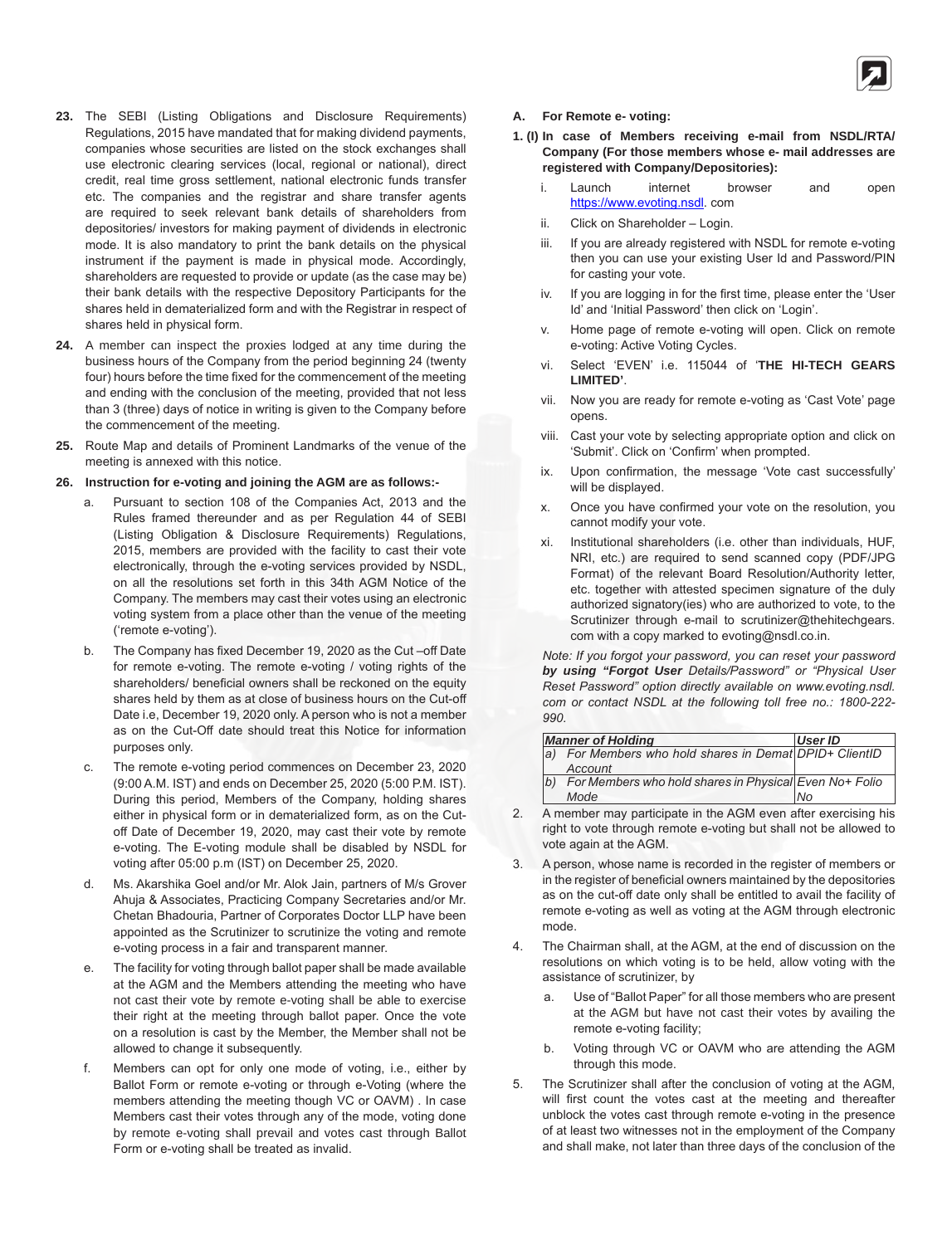23. The SEBI (Listing Obligations and Disclosure Requirements) Regulations, 2015 have mandated that for making dividend payments, companies whose securities are listed on the stock exchanges shall use electronic clearing services (local, regional or national), direct credit, real time gross settlement, national electronic funds transfer etc. The companies and the registrar and share transfer agents are required to seek relevant bank details of shareholders from depositories/ investors for making payment of dividends in electronic mode. It is also mandatory to print the bank details on the physical instrument if the payment is made in physical mode. Accordingly, shareholders are requested to provide or update (as the case may be) their bank details with the respective Depository Participants for the shares held in dematerialized form and with the Registrar in respect of shares held in physical form.

24. A member can inspect the proxies lodged at any time during the business hours of the Company from the period beginning 24 (twenty four) hours before the time fixed for the commencement of the meeting and ending with the conclusion of the meeting, provided that not less than 3 (three) days of notice in writing is given to the Company before the commencement of the meeting.

25. Route Map and details of Prominent Landmarks of the venue of the meeting is annexed with this notice.

26. **Instruction for e-voting and joining the AGM are as follows:-**

   a. Pursuant to section 108 of the Companies Act, 2013 and the Rules framed thereunder and as per Regulation 44 of SEBI (Listing Obligation & Disclosure Requirements) Regulations, 2015, members are provided with the facility to cast their vote electronically, through the e-voting services provided by NSDL, on all the resolutions set forth in this 34th AGM Notice of the Company. The members may cast their votes using an electronic voting system from a place other than the venue of the meeting ('remote e-voting').

   b. The Company has fixed December 19, 2020 as the Cut –off Date for remote e-voting. The remote e-voting / voting rights of the shareholders/ beneficial owners shall be reckoned on the equity shares held by them as at close of business hours on the Cut-off Date i.e, December 19, 2020 only. A person who is not a member as on the Cut-Off date should treat this Notice for information purposes only.

   c. The remote e-voting period commences on December 23, 2020 (9:00 A.M. IST) and ends on December 25, 2020 (5:00 P.M. IST). During this period, Members of the Company, holding shares either in physical form or in dematerialized form, as on the Cut-off Date of December 19, 2020, may cast their vote by remote e-voting. The E-voting module shall be disabled by NSDL for voting after 05:00 p.m (IST) on December 25, 2020.

   d. Ms. Akarshika Goel and/or Mr. Alok Jain, partners of M/s Grover Ahuja & Associates, Practicing Company Secretaries and/or Mr. Chetan Bhadouria, Partner of Corporates Doctor LLP have been appointed as the Scrutinizer to scrutinize the voting and remote e-voting process in a fair and transparent manner.

   e. The facility for voting through ballot paper shall be made available at the AGM and the Members attending the meeting who have not cast their vote by remote e-voting shall be able to exercise their right at the meeting through ballot paper. Once the vote on a resolution is cast by the Member, the Member shall not be allowed to change it subsequently.

   f. Members can opt for only one mode of voting, i.e., either by Ballot Form or remote e-voting or through e-Voting (where the members attending the meeting though VC or OAVM) . In case Members cast their votes through any of the mode, voting done by remote e-voting shall prevail and votes cast through Ballot Form or e-voting shall be treated as invalid.

**A. For Remote e- voting:**

**1. (I) In case of Members receiving e-mail from NSDL/RTA/ Company (For those members whose e- mail addresses are registered with Company/Depositories):**

   i. Launch internet browser and open https://www.evoting.nsdl. com
   ii. Click on Shareholder – Login.
   iii. If you are already registered with NSDL for remote e-voting then you can use your existing User Id and Password/PIN for casting your vote.
   iv. If you are logging in for the first time, please enter the 'User Id' and 'Initial Password' then click on 'Login'.
   v. Home page of remote e-voting will open. Click on remote e-voting: Active Voting Cycles.
   vi. Select 'EVEN' i.e. 115044 of '**THE HI-TECH GEARS LIMITED'**.
   vii. Now you are ready for remote e-voting as 'Cast Vote' page opens.
   viii. Cast your vote by selecting appropriate option and click on 'Submit'. Click on 'Confirm' when prompted.
   ix. Upon confirmation, the message 'Vote cast successfully' will be displayed.
   x. Once you have confirmed your vote on the resolution, you cannot modify your vote.
   xi. Institutional shareholders (i.e. other than individuals, HUF, NRI, etc.) are required to send scanned copy (PDF/JPG Format) of the relevant Board Resolution/Authority letter, etc. together with attested specimen signature of the duly authorized signatory(ies) who are authorized to vote, to the Scrutinizer through e-mail to scrutinizer@thehitechgears. com with a copy marked to evoting@nsdl.co.in.

*Note: If you forgot your password, you can reset your password* ***by using "Forgot User*** *Details/Password" or "Physical User Reset Password" option directly available on www.evoting.nsdl. com or contact NSDL at the following toll free no.: 1800-222-990.*

| *Manner of Holding* | *User ID* |
|---|---|
| *a) For Members who hold shares in Demat Account* | *DPID+ ClientID* |
| *b) For Members who hold shares in Physical Mode* | *Even No+ Folio No* |

2. A member may participate in the AGM even after exercising his right to vote through remote e-voting but shall not be allowed to vote again at the AGM.

3. A person, whose name is recorded in the register of members or in the register of beneficial owners maintained by the depositories as on the cut-off date only shall be entitled to avail the facility of remote e-voting as well as voting at the AGM through electronic mode.

4. The Chairman shall, at the AGM, at the end of discussion on the resolutions on which voting is to be held, allow voting with the assistance of scrutinizer, by

   a. Use of "Ballot Paper" for all those members who are present at the AGM but have not cast their votes by availing the remote e-voting facility;

   b. Voting through VC or OAVM who are attending the AGM through this mode.

5. The Scrutinizer shall after the conclusion of voting at the AGM, will first count the votes cast at the meeting and thereafter unblock the votes cast through remote e-voting in the presence of at least two witnesses not in the employment of the Company and shall make, not later than three days of the conclusion of the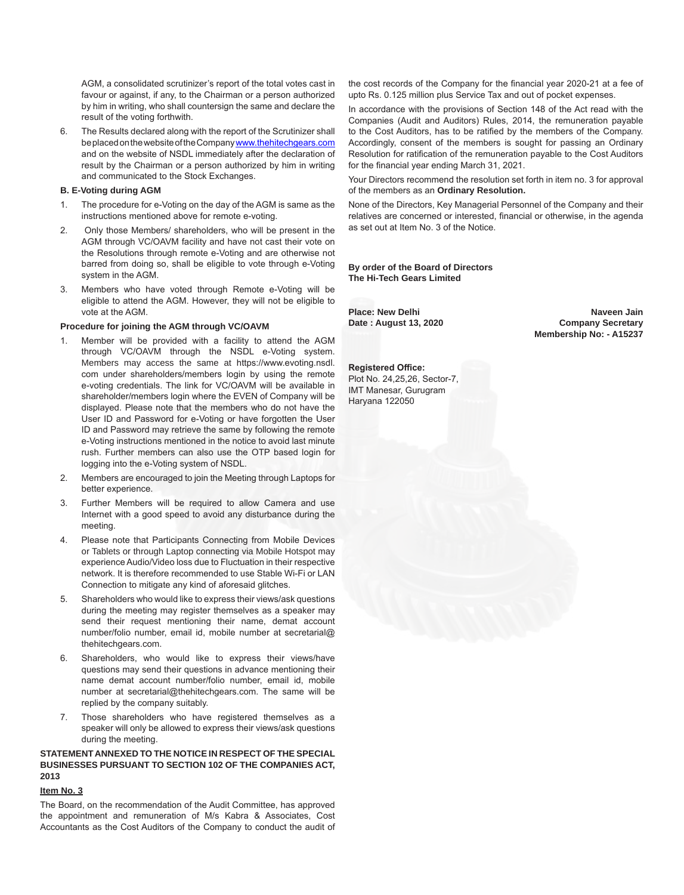AGM, a consolidated scrutinizer's report of the total votes cast in favour or against, if any, to the Chairman or a person authorized by him in writing, who shall countersign the same and declare the result of the voting forthwith.

6. The Results declared along with the report of the Scrutinizer shall be placed on the website of the Company www.thehitechgears.com and on the website of NSDL immediately after the declaration of result by the Chairman or a person authorized by him in writing and communicated to the Stock Exchanges.

**B. E-Voting during AGM**

1. The procedure for e-Voting on the day of the AGM is same as the instructions mentioned above for remote e-voting.
2. Only those Members/ shareholders, who will be present in the AGM through VC/OAVM facility and have not cast their vote on the Resolutions through remote e-Voting and are otherwise not barred from doing so, shall be eligible to vote through e-Voting system in the AGM.
3. Members who have voted through Remote e-Voting will be eligible to attend the AGM. However, they will not be eligible to vote at the AGM.

**Procedure for joining the AGM through VC/OAVM**

1. Member will be provided with a facility to attend the AGM through VC/OAVM through the NSDL e-Voting system. Members may access the same at https://www.evoting.nsdl.com under shareholders/members login by using the remote e-voting credentials. The link for VC/OAVM will be available in shareholder/members login where the EVEN of Company will be displayed. Please note that the members who do not have the User ID and Password for e-Voting or have forgotten the User ID and Password may retrieve the same by following the remote e-Voting instructions mentioned in the notice to avoid last minute rush. Further members can also use the OTP based login for logging into the e-Voting system of NSDL.
2. Members are encouraged to join the Meeting through Laptops for better experience.
3. Further Members will be required to allow Camera and use Internet with a good speed to avoid any disturbance during the meeting.
4. Please note that Participants Connecting from Mobile Devices or Tablets or through Laptop connecting via Mobile Hotspot may experience Audio/Video loss due to Fluctuation in their respective network. It is therefore recommended to use Stable Wi-Fi or LAN Connection to mitigate any kind of aforesaid glitches.
5. Shareholders who would like to express their views/ask questions during the meeting may register themselves as a speaker may send their request mentioning their name, demat account number/folio number, email id, mobile number at secretarial@thehitechgears.com.
6. Shareholders, who would like to express their views/have questions may send their questions in advance mentioning their name demat account number/folio number, email id, mobile number at secretarial@thehitechgears.com. The same will be replied by the company suitably.
7. Those shareholders who have registered themselves as a speaker will only be allowed to express their views/ask questions during the meeting.

**STATEMENT ANNEXED TO THE NOTICE IN RESPECT OF THE SPECIAL BUSINESSES PURSUANT TO SECTION 102 OF THE COMPANIES ACT, 2013**

**Item No. 3**

The Board, on the recommendation of the Audit Committee, has approved the appointment and remuneration of M/s Kabra & Associates, Cost Accountants as the Cost Auditors of the Company to conduct the audit of the cost records of the Company for the financial year 2020-21 at a fee of upto Rs. 0.125 million plus Service Tax and out of pocket expenses.

In accordance with the provisions of Section 148 of the Act read with the Companies (Audit and Auditors) Rules, 2014, the remuneration payable to the Cost Auditors, has to be ratified by the members of the Company. Accordingly, consent of the members is sought for passing an Ordinary Resolution for ratification of the remuneration payable to the Cost Auditors for the financial year ending March 31, 2021.

Your Directors recommend the resolution set forth in item no. 3 for approval of the members as an **Ordinary Resolution.**

None of the Directors, Key Managerial Personnel of the Company and their relatives are concerned or interested, financial or otherwise, in the agenda as set out at Item No. 3 of the Notice.

**By order of the Board of Directors**
**The Hi-Tech Gears Limited**

**Place: New Delhi**
**Date : August 13, 2020**

**Naveen Jain**
**Company Secretary**
**Membership No: - A15237**

**Registered Office:**
Plot No. 24,25,26, Sector-7,
IMT Manesar, Gurugram
Haryana 122050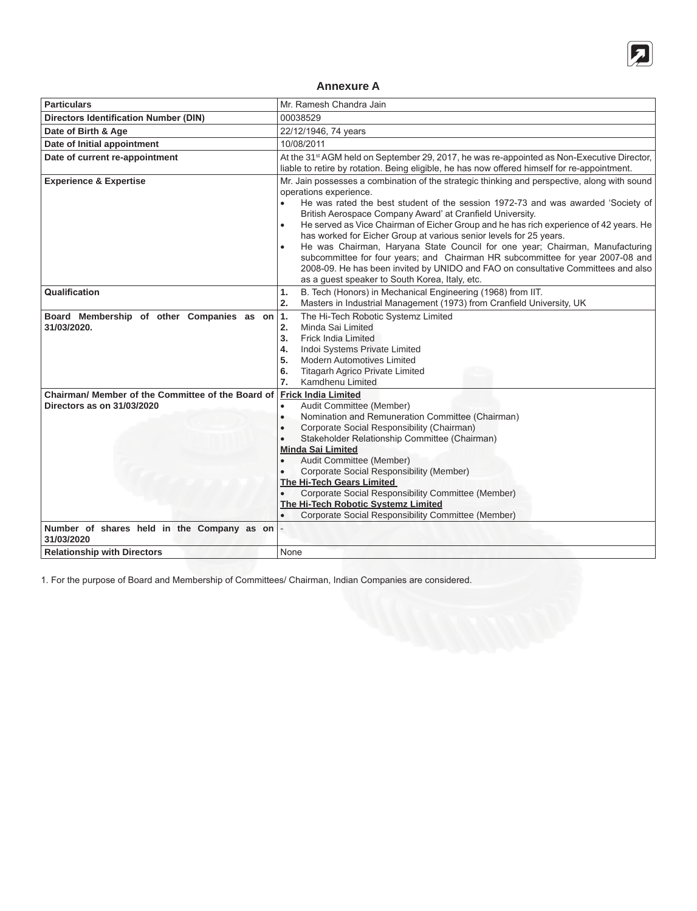## Annexure A

| Particulars | Mr. Ramesh Chandra Jain |
|---|---|
| **Directors Identification Number (DIN)** | 00038529 |
| **Date of Birth & Age** | 22/12/1946, 74 years |
| **Date of Initial appointment** | 10/08/2011 |
| **Date of current re-appointment** | At the 31st AGM held on September 29, 2017, he was re-appointed as Non-Executive Director, liable to retire by rotation. Being eligible, he has now offered himself for re-appointment. |
| **Experience & Expertise** | Mr. Jain possesses a combination of the strategic thinking and perspective, along with sound operations experience.<br>• He was rated the best student of the session 1972-73 and was awarded 'Society of British Aerospace Company Award' at Cranfield University.<br>• He served as Vice Chairman of Eicher Group and he has rich experience of 42 years. He has worked for Eicher Group at various senior levels for 25 years.<br>• He was Chairman, Haryana State Council for one year; Chairman, Manufacturing subcommittee for four years; and Chairman HR subcommittee for year 2007-08 and 2008-09. He has been invited by UNIDO and FAO on consultative Committees and also as a guest speaker to South Korea, Italy, etc. |
| **Qualification** | 1. B. Tech (Honors) in Mechanical Engineering (1968) from IIT.<br>2. Masters in Industrial Management (1973) from Cranfield University, UK |
| **Board Membership of other Companies as on 31/03/2020.** | 1. The Hi-Tech Robotic Systemz Limited<br>2. Minda Sai Limited<br>3. Frick India Limited<br>4. Indoi Systems Private Limited<br>5. Modern Automotives Limited<br>6. Titagarh Agrico Private Limited<br>7. Kamdhenu Limited |
| **Chairman/ Member of the Committee of the Board of Directors as on 31/03/2020** | **Frick India Limited**<br>• Audit Committee (Member)<br>• Nomination and Remuneration Committee (Chairman)<br>• Corporate Social Responsibility (Chairman)<br>• Stakeholder Relationship Committee (Chairman)<br>**Minda Sai Limited**<br>• Audit Committee (Member)<br>• Corporate Social Responsibility (Member)<br>**The Hi-Tech Gears Limited**<br>• Corporate Social Responsibility Committee (Member)<br>**The Hi-Tech Robotic Systemz Limited**<br>• Corporate Social Responsibility Committee (Member) |
| **Number of shares held in the Company as on 31/03/2020** | - |
| **Relationship with Directors** | None |

1. For the purpose of Board and Membership of Committees/ Chairman, Indian Companies are considered.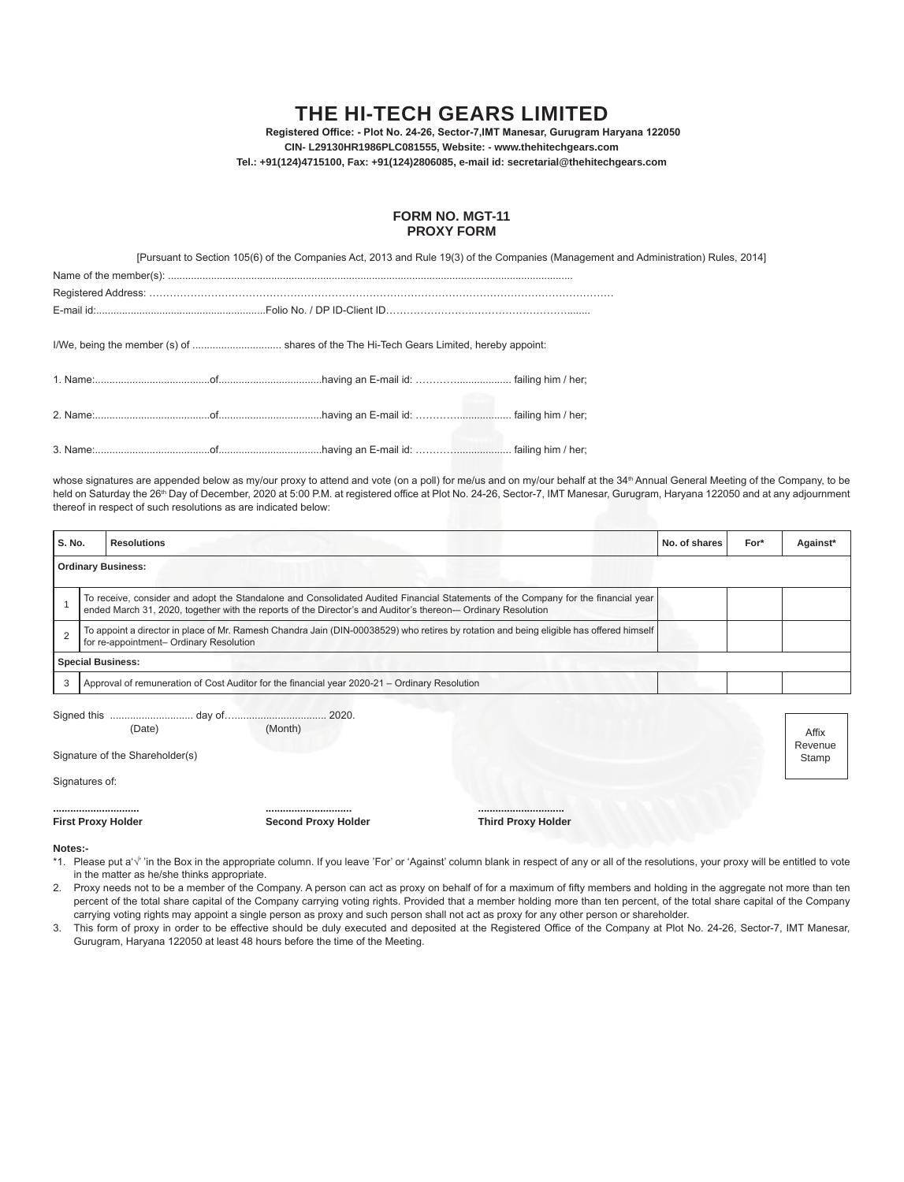# THE HI-TECH GEARS LIMITED

**Registered Office: - Plot No. 24-26, Sector-7,IMT Manesar, Gurugram Haryana 122050**
**CIN- L29130HR1986PLC081555, Website: - www.thehitechgears.com**
**Tel.: +91(124)4715100, Fax: +91(124)2806085, e-mail id: secretarial@thehitechgears.com**

## FORM NO. MGT-11
## PROXY FORM

[Pursuant to Section 105(6) of the Companies Act, 2013 and Rule 19(3) of the Companies (Management and Administration) Rules, 2014]

Name of the member(s): ..........................................................................................................................................

Registered Address: ……………………………………………………………………………………………………………

E-mail id:...........................................................Folio No. / DP ID-Client ID……………………..……………………........

I/We, being the member (s) of ............................... shares of the The Hi-Tech Gears Limited, hereby appoint:

1. Name:........................................of....................................having an E-mail id: ……………................... failing him / her;

2. Name:........................................of....................................having an E-mail id: ……………................... failing him / her;

3. Name:........................................of....................................having an E-mail id: ……………................... failing him / her;

whose signatures are appended below as my/our proxy to attend and vote (on a poll) for me/us and on my/our behalf at the 34th Annual General Meeting of the Company, to be held on Saturday the 26th Day of December, 2020 at 5:00 P.M. at registered office at Plot No. 24-26, Sector-7, IMT Manesar, Gurugram, Haryana 122050 and at any adjournment thereof in respect of such resolutions as are indicated below:

| S. No. | Resolutions | No. of shares | For* | Against* |
|---|---|---|---|---|
| **Ordinary Business:** | | | | |
| 1 | To receive, consider and adopt the Standalone and Consolidated Audited Financial Statements of the Company for the financial year ended March 31, 2020, together with the reports of the Director's and Auditor's thereon–- Ordinary Resolution | | | |
| 2 | To appoint a director in place of Mr. Ramesh Chandra Jain (DIN-00038529) who retires by rotation and being eligible has offered himself for re-appointment– Ordinary Resolution | | | |
| **Special Business:** | | | | |
| 3 | Approval of remuneration of Cost Auditor for the financial year 2020-21 – Ordinary Resolution | | | |

Signed this ............................. day of................................... 2020.
(Date) (Month)

Signature of the Shareholder(s)

Affix Revenue Stamp

Signatures of:

.............................. .............................. ..............................
**First Proxy Holder** **Second Proxy Holder** **Third Proxy Holder**

**Notes:-**

*1. Please put a'√' 'in the Box in the appropriate column. If you leave 'For' or 'Against' column blank in respect of any or all of the resolutions, your proxy will be entitled to vote in the matter as he/she thinks appropriate.

2. Proxy needs not to be a member of the Company. A person can act as proxy on behalf of for a maximum of fifty members and holding in the aggregate not more than ten percent of the total share capital of the Company carrying voting rights. Provided that a member holding more than ten percent, of the total share capital of the Company carrying voting rights may appoint a single person as proxy and such person shall not act as proxy for any other person or shareholder.

3. This form of proxy in order to be effective should be duly executed and deposited at the Registered Office of the Company at Plot No. 24-26, Sector-7, IMT Manesar, Gurugram, Haryana 122050 at least 48 hours before the time of the Meeting.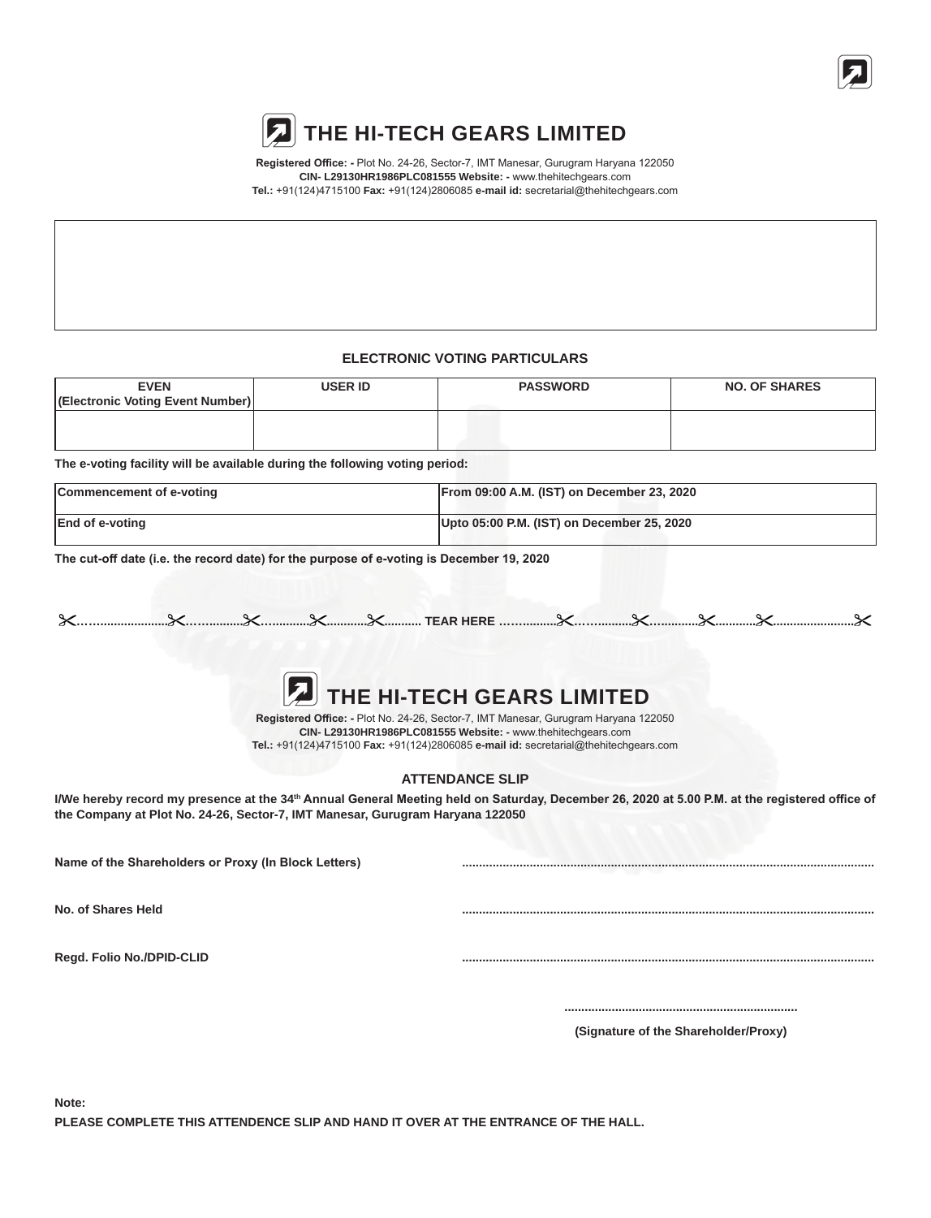# THE HI-TECH GEARS LIMITED

**Registered Office: -** Plot No. 24-26, Sector-7, IMT Manesar, Gurugram Haryana 122050
**CIN- L29130HR1986PLC081555 Website: -** www.thehitechgears.com
**Tel.:** +91(124)4715100 **Fax:** +91(124)2806085 **e-mail id:** secretarial@thehitechgears.com

## ELECTRONIC VOTING PARTICULARS

| EVEN (Electronic Voting Event Number) | USER ID | PASSWORD | NO. OF SHARES |
|---|---|---|---|
| | | | |

**The e-voting facility will be available during the following voting period:**

| Commencement of e-voting | From 09:00 A.M. (IST) on December 23, 2020 |
|---|---|
| End of e-voting | Upto 05:00 P.M. (IST) on December 25, 2020 |

**The cut-off date (i.e. the record date) for the purpose of e-voting is December 19, 2020**

✂.......................✂..............✂..............✂............✂.......... TEAR HERE ...............✂..............✂..............✂............✂.......................✂

# THE HI-TECH GEARS LIMITED

**Registered Office: -** Plot No. 24-26, Sector-7, IMT Manesar, Gurugram Haryana 122050
**CIN- L29130HR1986PLC081555 Website: -** www.thehitechgears.com
**Tel.:** +91(124)4715100 **Fax:** +91(124)2806085 **e-mail id:** secretarial@thehitechgears.com

## ATTENDANCE SLIP

**I/We hereby record my presence at the 34th Annual General Meeting held on Saturday, December 26, 2020 at 5.00 P.M. at the registered office of the Company at Plot No. 24-26, Sector-7, IMT Manesar, Gurugram Haryana 122050**

**Name of the Shareholders or Proxy (In Block Letters)** ..........................................................................................................................

**No. of Shares Held** ..........................................................................................................................

**Regd. Folio No./DPID-CLID** ..........................................................................................................................

......................................................................

**(Signature of the Shareholder/Proxy)**

**Note:**

**PLEASE COMPLETE THIS ATTENDENCE SLIP AND HAND IT OVER AT THE ENTRANCE OF THE HALL.**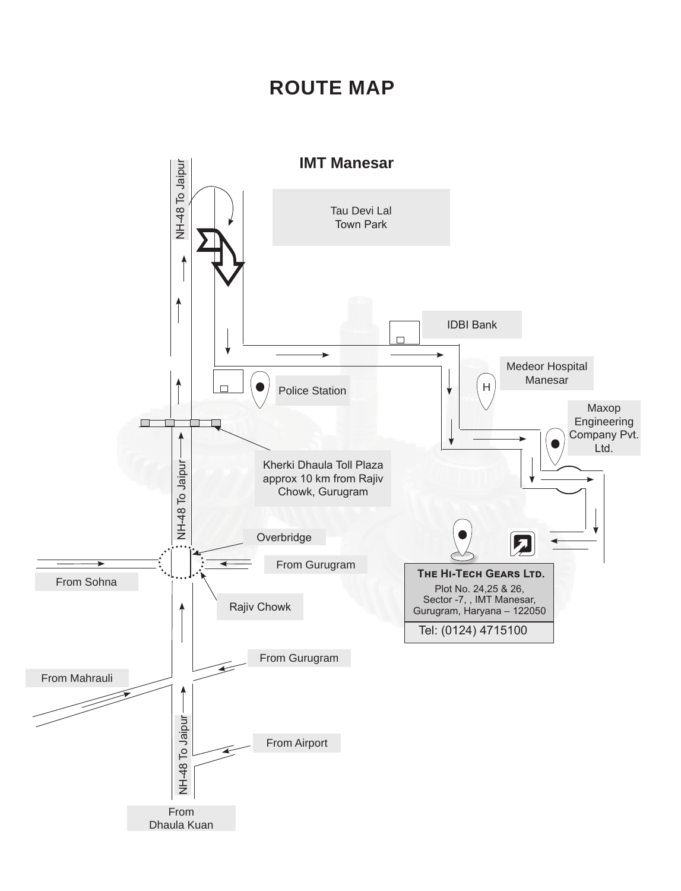# ROUTE MAP

IMT Manesar

Tau Devi Lal Town Park

NH-48 To Jaipur

IDBI Bank

Medeor Hospital Manesar

H

Police Station

Maxop Engineering Company Pvt. Ltd.

Kherki Dhaula Toll Plaza approx 10 km from Rajiv Chowk, Gurugram

NH-48 To Jaipur

Overbridge

From Gurugram

From Sohna

**The Hi-Tech Gears Ltd.**

Plot No. 24,25 & 26,
Sector -7, , IMT Manesar,
Gurugram, Haryana – 122050

Tel: (0124) 4715100

Rajiv Chowk

From Gurugram

From Mahrauli

NH-48 To Jaipur

From Airport

From Dhaula Kuan